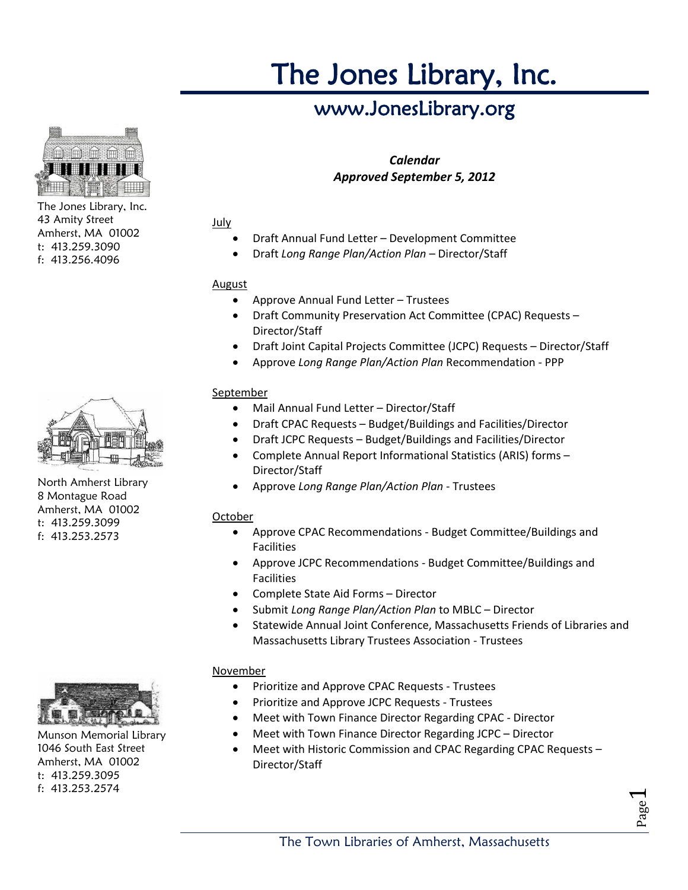# The Jones Library, Inc.

## www.JonesLibrary.org

The Jones Library, Inc.
43 Amity Street
Amherst, MA 01002
t: 413.259.3090
f: 413.256.4096

North Amherst Library
8 Montague Road
Amherst, MA 01002
t: 413.259.3099
f: 413.253.2573

Munson Memorial Library
1046 South East Street
Amherst, MA 01002
t: 413.259.3095
f: 413.253.2574

***Calendar***
***Approved September 5, 2012***

July

- Draft Annual Fund Letter – Development Committee
- Draft *Long Range Plan/Action Plan* – Director/Staff

August

- Approve Annual Fund Letter – Trustees
- Draft Community Preservation Act Committee (CPAC) Requests – Director/Staff
- Draft Joint Capital Projects Committee (JCPC) Requests – Director/Staff
- Approve *Long Range Plan/Action Plan* Recommendation - PPP

September

- Mail Annual Fund Letter – Director/Staff
- Draft CPAC Requests – Budget/Buildings and Facilities/Director
- Draft JCPC Requests – Budget/Buildings and Facilities/Director
- Complete Annual Report Informational Statistics (ARIS) forms – Director/Staff
- Approve *Long Range Plan/Action Plan* - Trustees

October

- Approve CPAC Recommendations - Budget Committee/Buildings and Facilities
- Approve JCPC Recommendations - Budget Committee/Buildings and Facilities
- Complete State Aid Forms – Director
- Submit *Long Range Plan/Action Plan* to MBLC – Director
- Statewide Annual Joint Conference, Massachusetts Friends of Libraries and Massachusetts Library Trustees Association - Trustees

November

- Prioritize and Approve CPAC Requests - Trustees
- Prioritize and Approve JCPC Requests - Trustees
- Meet with Town Finance Director Regarding CPAC - Director
- Meet with Town Finance Director Regarding JCPC – Director
- Meet with Historic Commission and CPAC Regarding CPAC Requests – Director/Staff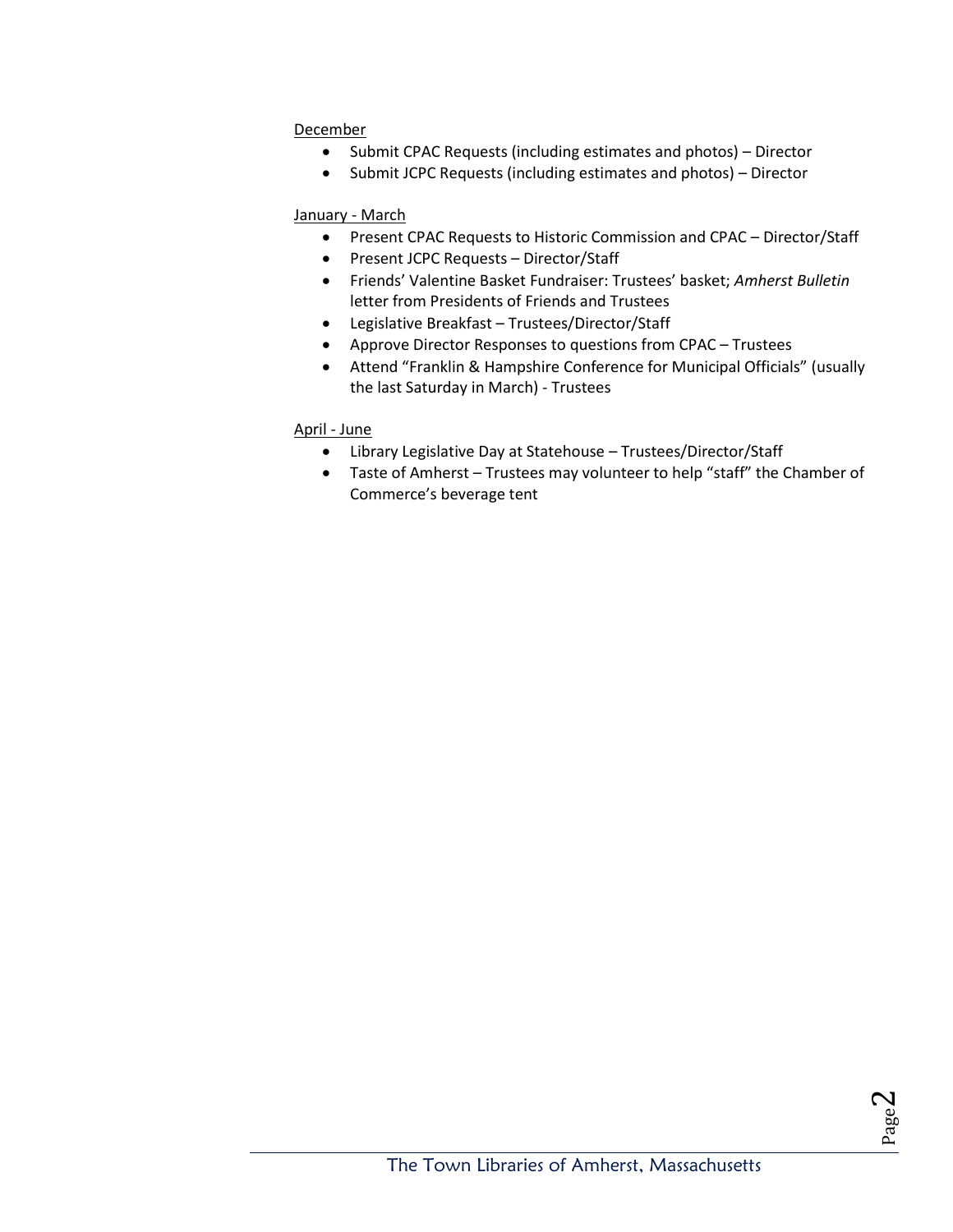<u>December</u>

- Submit CPAC Requests (including estimates and photos) – Director
- Submit JCPC Requests (including estimates and photos) – Director

<u>January - March</u>

- Present CPAC Requests to Historic Commission and CPAC – Director/Staff
- Present JCPC Requests – Director/Staff
- Friends' Valentine Basket Fundraiser: Trustees' basket; *Amherst Bulletin* letter from Presidents of Friends and Trustees
- Legislative Breakfast – Trustees/Director/Staff
- Approve Director Responses to questions from CPAC – Trustees
- Attend "Franklin & Hampshire Conference for Municipal Officials" (usually the last Saturday in March) - Trustees

<u>April - June</u>

- Library Legislative Day at Statehouse – Trustees/Director/Staff
- Taste of Amherst – Trustees may volunteer to help "staff" the Chamber of Commerce's beverage tent